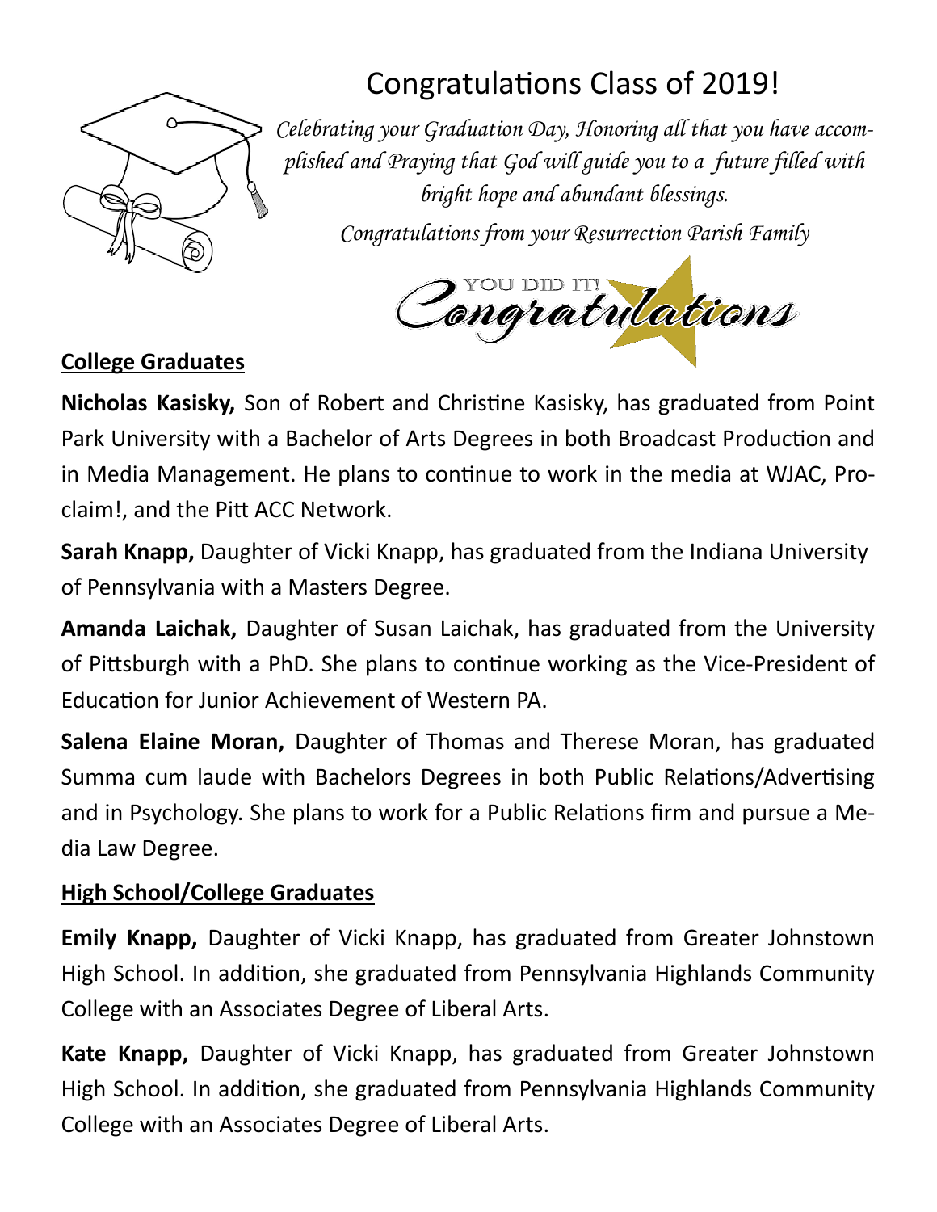# Congratulations Class of 2019!

*Celebrating your Graduation Day, Honoring all that you have accomplished and Praying that God will guide you to a future filled with bright hope and abundant blessings.*

*Congratulations from your Resurrection Parish Family*

YOU DID IT! Congratulations

## College Graduates

**Nicholas Kasisky,** Son of Robert and Christine Kasisky, has graduated from Point Park University with a Bachelor of Arts Degrees in both Broadcast Production and in Media Management. He plans to continue to work in the media at WJAC, Proclaim!, and the Pitt ACC Network.

**Sarah Knapp,** Daughter of Vicki Knapp, has graduated from the Indiana University of Pennsylvania with a Masters Degree.

**Amanda Laichak,** Daughter of Susan Laichak, has graduated from the University of Pittsburgh with a PhD. She plans to continue working as the Vice-President of Education for Junior Achievement of Western PA.

**Salena Elaine Moran,** Daughter of Thomas and Therese Moran, has graduated Summa cum laude with Bachelors Degrees in both Public Relations/Advertising and in Psychology. She plans to work for a Public Relations firm and pursue a Media Law Degree.

## High School/College Graduates

**Emily Knapp,** Daughter of Vicki Knapp, has graduated from Greater Johnstown High School. In addition, she graduated from Pennsylvania Highlands Community College with an Associates Degree of Liberal Arts.

**Kate Knapp,** Daughter of Vicki Knapp, has graduated from Greater Johnstown High School. In addition, she graduated from Pennsylvania Highlands Community College with an Associates Degree of Liberal Arts.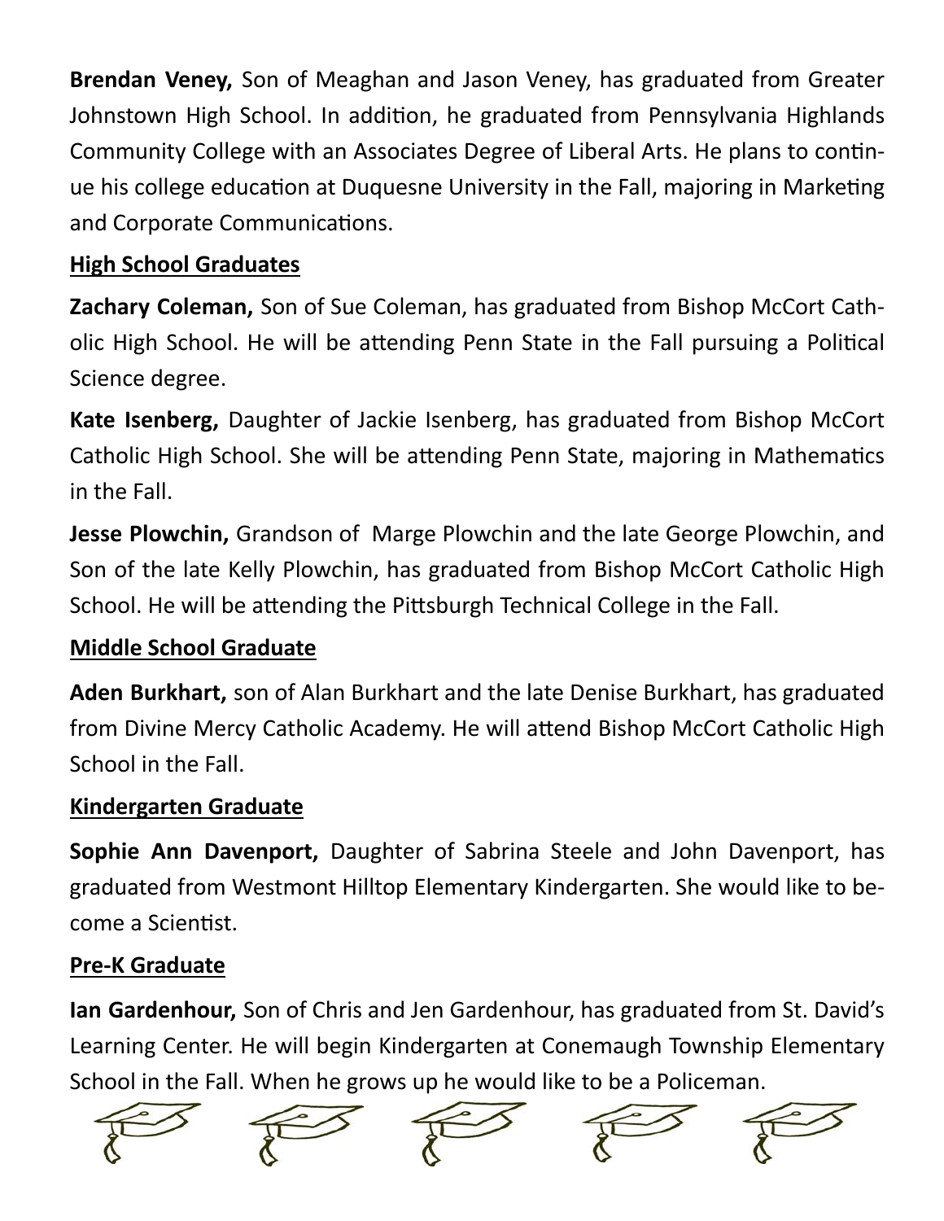**Brendan Veney,** Son of Meaghan and Jason Veney, has graduated from Greater Johnstown High School. In addition, he graduated from Pennsylvania Highlands Community College with an Associates Degree of Liberal Arts. He plans to continue his college education at Duquesne University in the Fall, majoring in Marketing and Corporate Communications.

**High School Graduates**

**Zachary Coleman,** Son of Sue Coleman, has graduated from Bishop McCort Catholic High School. He will be attending Penn State in the Fall pursuing a Political Science degree.

**Kate Isenberg,** Daughter of Jackie Isenberg, has graduated from Bishop McCort Catholic High School. She will be attending Penn State, majoring in Mathematics in the Fall.

**Jesse Plowchin,** Grandson of Marge Plowchin and the late George Plowchin, and Son of the late Kelly Plowchin, has graduated from Bishop McCort Catholic High School. He will be attending the Pittsburgh Technical College in the Fall.

**Middle School Graduate**

**Aden Burkhart,** son of Alan Burkhart and the late Denise Burkhart, has graduated from Divine Mercy Catholic Academy. He will attend Bishop McCort Catholic High School in the Fall.

**Kindergarten Graduate**

**Sophie Ann Davenport,** Daughter of Sabrina Steele and John Davenport, has graduated from Westmont Hilltop Elementary Kindergarten. She would like to become a Scientist.

**Pre-K Graduate**

**Ian Gardenhour,** Son of Chris and Jen Gardenhour, has graduated from St. David's Learning Center. He will begin Kindergarten at Conemaugh Township Elementary School in the Fall. When he grows up he would like to be a Policeman.